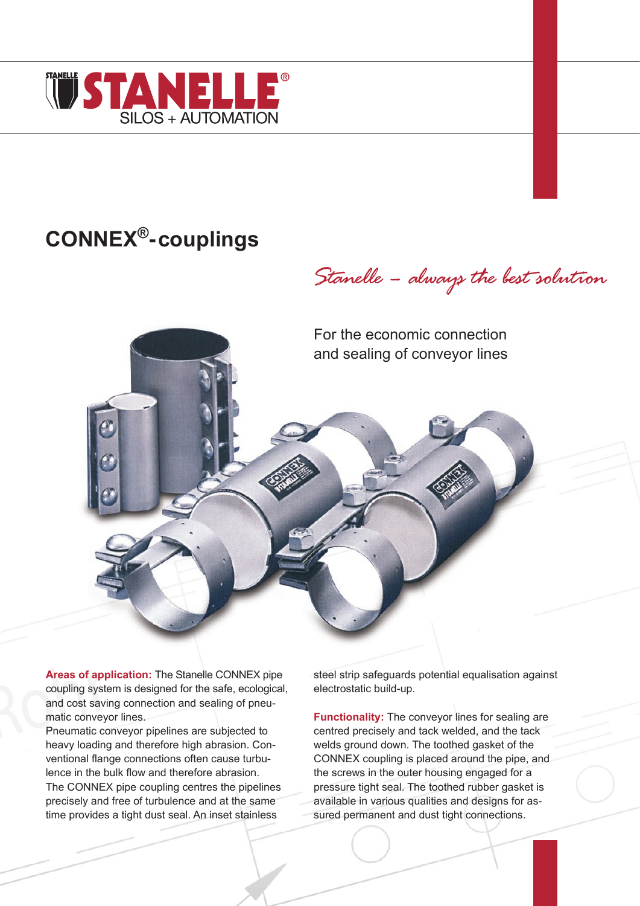STANELLE
SILOS + AUTOMATION

# CONNEX®-couplings

*Stanelle – always the best solution*

For the economic connection and sealing of conveyor lines

**Areas of application:** The Stanelle CONNEX pipe coupling system is designed for the safe, ecological, and cost saving connection and sealing of pneumatic conveyor lines.
Pneumatic conveyor pipelines are subjected to heavy loading and therefore high abrasion. Conventional flange connections often cause turbulence in the bulk flow and therefore abrasion.
The CONNEX pipe coupling centres the pipelines precisely and free of turbulence and at the same time provides a tight dust seal. An inset stainless steel strip safeguards potential equalisation against electrostatic build-up.

**Functionality:** The conveyor lines for sealing are centred precisely and tack welded, and the tack welds ground down. The toothed gasket of the CONNEX coupling is placed around the pipe, and the screws in the outer housing engaged for a pressure tight seal. The toothed rubber gasket is available in various qualities and designs for assured permanent and dust tight connections.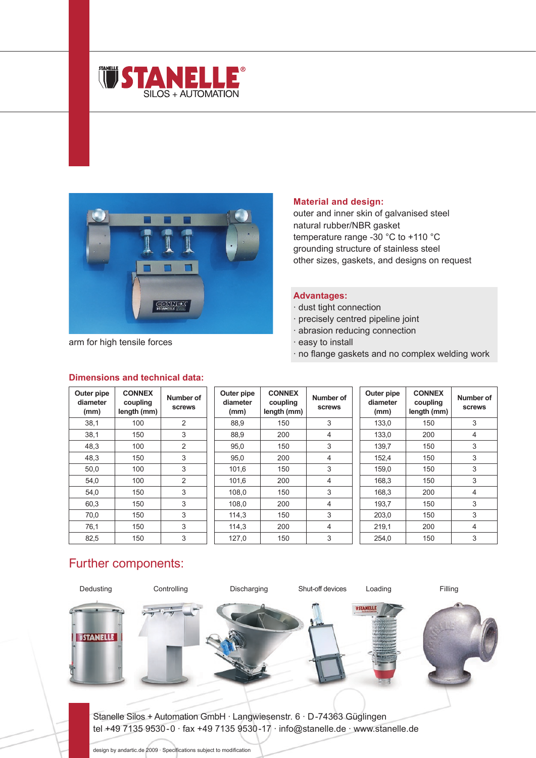arm for high tensile forces

**Material and design:**
outer and inner skin of galvanised steel
natural rubber/NBR gasket
temperature range -30 °C to +110 °C
grounding structure of stainless steel
other sizes, gaskets, and designs on request

**Advantages:**
· dust tight connection
· precisely centred pipeline joint
· abrasion reducing connection
· easy to install
· no flange gaskets and no complex welding work

**Dimensions and technical data:**

| Outer pipe diameter (mm) | CONNEX coupling length (mm) | Number of screws |
|---|---|---|
| 38,1 | 100 | 2 |
| 38,1 | 150 | 3 |
| 48,3 | 100 | 2 |
| 48,3 | 150 | 3 |
| 50,0 | 100 | 3 |
| 54,0 | 100 | 2 |
| 54,0 | 150 | 3 |
| 60,3 | 150 | 3 |
| 70,0 | 150 | 3 |
| 76,1 | 150 | 3 |
| 82,5 | 150 | 3 |

| Outer pipe diameter (mm) | CONNEX coupling length (mm) | Number of screws |
|---|---|---|
| 88,9 | 150 | 3 |
| 88,9 | 200 | 4 |
| 95,0 | 150 | 3 |
| 95,0 | 200 | 4 |
| 101,6 | 150 | 3 |
| 101,6 | 200 | 4 |
| 108,0 | 150 | 3 |
| 108,0 | 200 | 4 |
| 114,3 | 150 | 3 |
| 114,3 | 200 | 4 |
| 127,0 | 150 | 3 |

| Outer pipe diameter (mm) | CONNEX coupling length (mm) | Number of screws |
|---|---|---|
| 133,0 | 150 | 3 |
| 133,0 | 200 | 4 |
| 139,7 | 150 | 3 |
| 152,4 | 150 | 3 |
| 159,0 | 150 | 3 |
| 168,3 | 150 | 3 |
| 168,3 | 200 | 4 |
| 193,7 | 150 | 3 |
| 203,0 | 150 | 3 |
| 219,1 | 200 | 4 |
| 254,0 | 150 | 3 |

## Further components:

Dedusting
Controlling
Discharging
Shut-off devices
Loading
Filling

Stanelle Silos + Automation GmbH · Langwiesenstr. 6 · D-74363 Güglingen
tel +49 7135 9530-0 · fax +49 7135 9530-17 · info@stanelle.de · www.stanelle.de

design by andartic.de 2009 · Specifications subject to modification